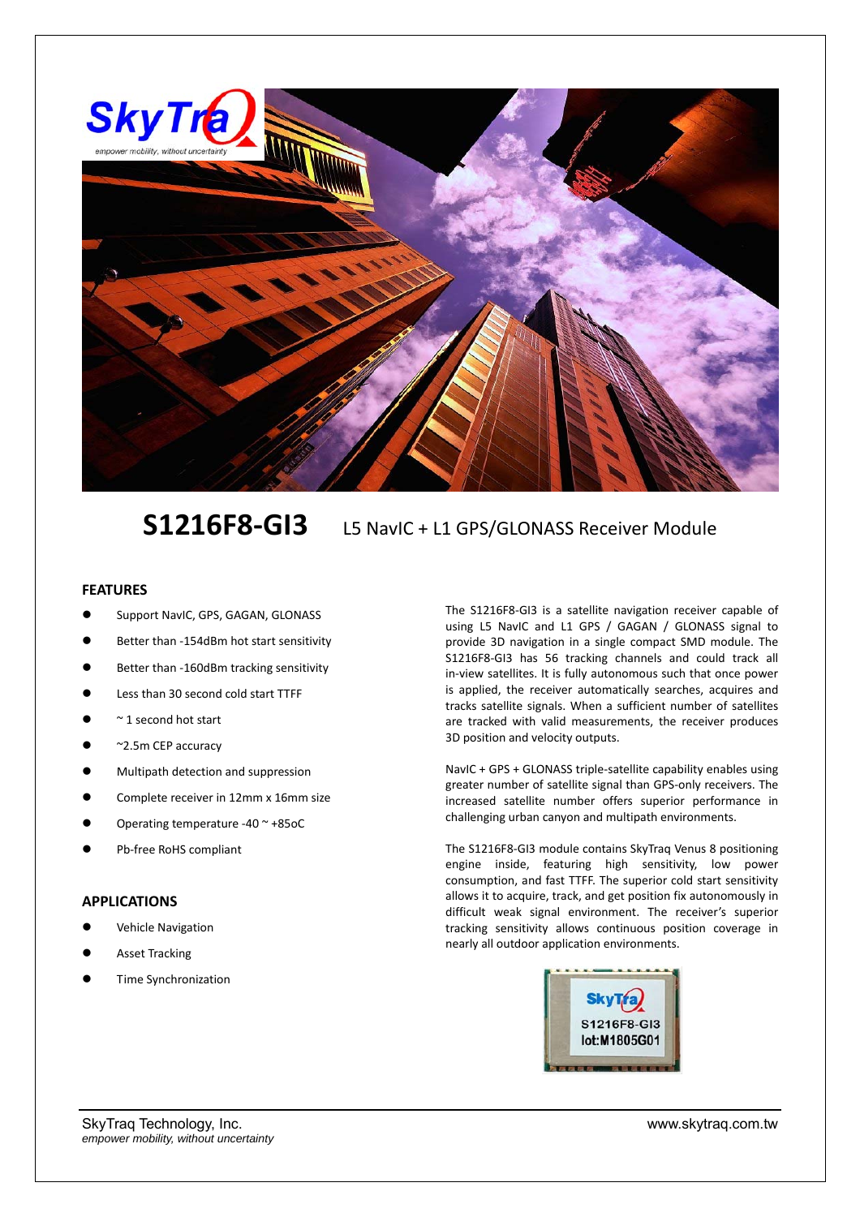# S1216F8-GI3 L5 NavIC + L1 GPS/GLONASS Receiver Module

## FEATURES

- Support NavIC, GPS, GAGAN, GLONASS
- Better than -154dBm hot start sensitivity
- Better than -160dBm tracking sensitivity
- Less than 30 second cold start TTFF
- ~ 1 second hot start
- ~2.5m CEP accuracy
- Multipath detection and suppression
- Complete receiver in 12mm x 16mm size
- Operating temperature -40 ~ +85oC
- Pb-free RoHS compliant

## APPLICATIONS

- Vehicle Navigation
- Asset Tracking
- Time Synchronization

The S1216F8-GI3 is a satellite navigation receiver capable of using L5 NavIC and L1 GPS / GAGAN / GLONASS signal to provide 3D navigation in a single compact SMD module. The S1216F8-GI3 has 56 tracking channels and could track all in-view satellites. It is fully autonomous such that once power is applied, the receiver automatically searches, acquires and tracks satellite signals. When a sufficient number of satellites are tracked with valid measurements, the receiver produces 3D position and velocity outputs.

NavIC + GPS + GLONASS triple-satellite capability enables using greater number of satellite signal than GPS-only receivers. The increased satellite number offers superior performance in challenging urban canyon and multipath environments.

The S1216F8-GI3 module contains SkyTraq Venus 8 positioning engine inside, featuring high sensitivity, low power consumption, and fast TTFF. The superior cold start sensitivity allows it to acquire, track, and get position fix autonomously in difficult weak signal environment. The receiver's superior tracking sensitivity allows continuous position coverage in nearly all outdoor application environments.

SkyTraq Technology, Inc.
*empower mobility, without uncertainty*

www.skytraq.com.tw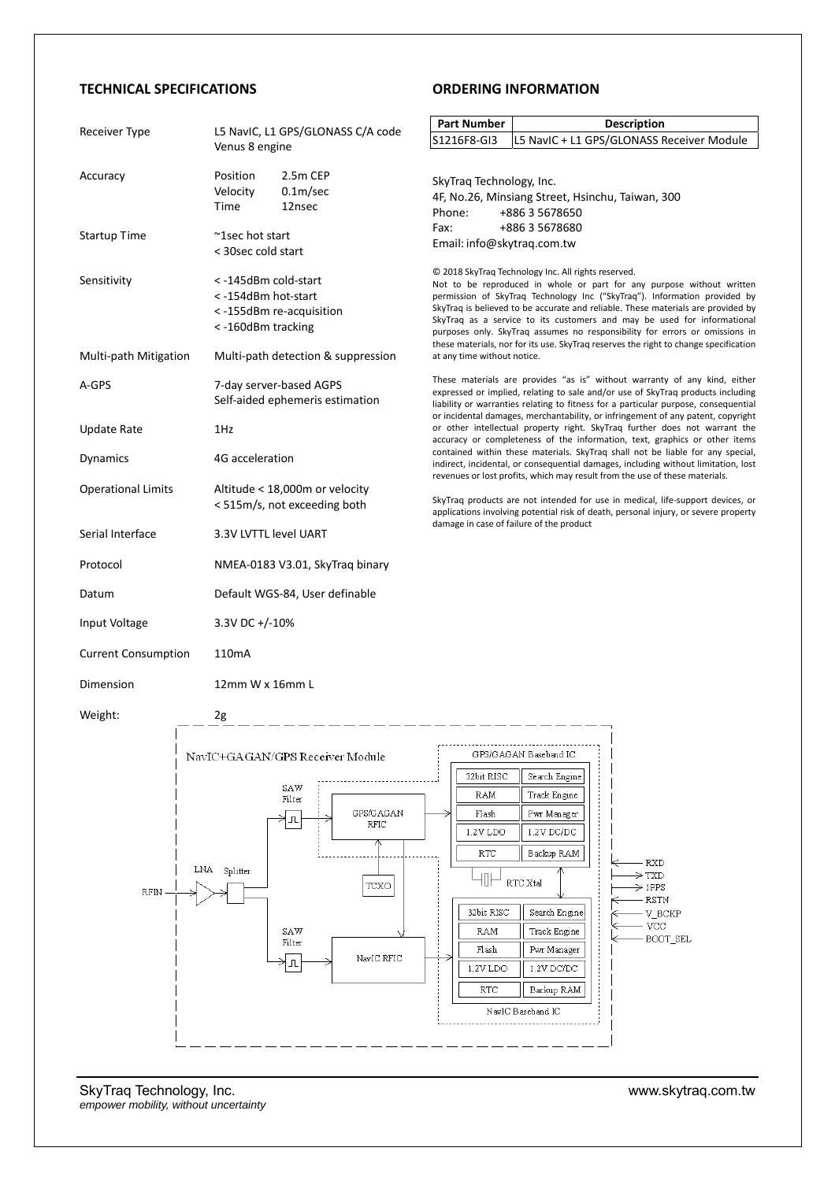## TECHNICAL SPECIFICATIONS

| | |
|---|---|
| Receiver Type | L5 NavIC, L1 GPS/GLONASS C/A code<br>Venus 8 engine |
| Accuracy | Position 2.5m CEP<br>Velocity 0.1m/sec<br>Time 12nsec |
| Startup Time | ~1sec hot start<br>< 30sec cold start |
| Sensitivity | < -145dBm cold-start<br>< -154dBm hot-start<br>< -155dBm re-acquisition<br>< -160dBm tracking |
| Multi-path Mitigation | Multi-path detection & suppression |
| A-GPS | 7-day server-based AGPS<br>Self-aided ephemeris estimation |
| Update Rate | 1Hz |
| Dynamics | 4G acceleration |
| Operational Limits | Altitude < 18,000m or velocity<br>< 515m/s, not exceeding both |
| Serial Interface | 3.3V LVTTL level UART |
| Protocol | NMEA-0183 V3.01, SkyTraq binary |
| Datum | Default WGS-84, User definable |
| Input Voltage | 3.3V DC +/-10% |
| Current Consumption | 110mA |
| Dimension | 12mm W x 16mm L |
| Weight: | 2g |

## ORDERING INFORMATION

| Part Number | Description |
|---|---|
| S1216F8-GI3 | L5 NavIC + L1 GPS/GLONASS Receiver Module |

SkyTraq Technology, Inc.
4F, No.26, Minsiang Street, Hsinchu, Taiwan, 300
Phone: +886 3 5678650
Fax: +886 3 5678680
Email: info@skytraq.com.tw

© 2018 SkyTraq Technology Inc. All rights reserved.
Not to be reproduced in whole or part for any purpose without written permission of SkyTraq Technology Inc ("SkyTraq"). Information provided by SkyTraq is believed to be accurate and reliable. These materials are provided by SkyTraq as a service to its customers and may be used for informational purposes only. SkyTraq assumes no responsibility for errors or omissions in these materials, nor for its use. SkyTraq reserves the right to change specification at any time without notice.

These materials are provides "as is" without warranty of any kind, either expressed or implied, relating to sale and/or use of SkyTraq products including liability or warranties relating to fitness for a particular purpose, consequential or incidental damages, merchantability, or infringement of any patent, copyright or other intellectual property right. SkyTraq further does not warrant the accuracy or completeness of the information, text, graphics or other items contained within these materials. SkyTraq shall not be liable for any special, indirect, incidental, or consequential damages, including without limitation, lost revenues or lost profits, which may result from the use of these materials.

SkyTraq products are not intended for use in medical, life-support devices, or applications involving potential risk of death, personal injury, or severe property damage in case of failure of the product

NavIC+GAGAN/GPS Receiver Module
RFIN
LNA
Splitter
SAW Filter
GPS/GAGAN RFIC
TCXO
SAW Filter
NavIC RFIC
GPS/GAGAN Baseband IC
32bit RISC
Search Engine
RAM
Track Engine
Flash
Pwr Manager
1.2V LDO
1.2V DC/DC
RTC
Backup RAM
RTC Xtal
32bit RISC
Search Engine
RAM
Track Engine
Flash
Pwr Manager
1.2V LDO
1.2V DC/DC
RTC
Backup RAM
NavIC Baseband IC
RXD
TXD
1PPS
RSTN
V_BCKP
VCC
BOOT_SEL